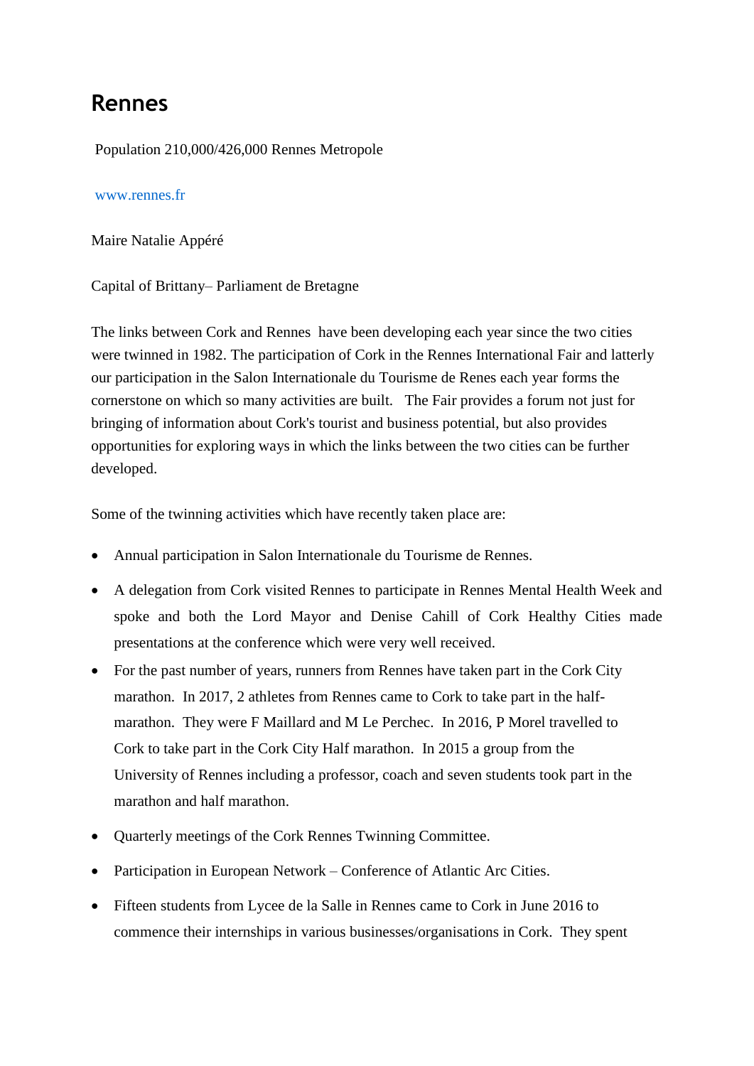# Rennes

Population 210,000/426,000 Rennes Metropole

www.rennes.fr

Maire Natalie Appéré

Capital of Brittany– Parliament de Bretagne

The links between Cork and Rennes  have been developing each year since the two cities were twinned in 1982. The participation of Cork in the Rennes International Fair and latterly our participation in the Salon Internationale du Tourisme de Renes each year forms the cornerstone on which so many activities are built.   The Fair provides a forum not just for bringing of information about Cork's tourist and business potential, but also provides opportunities for exploring ways in which the links between the two cities can be further developed.

Some of the twinning activities which have recently taken place are:

- Annual participation in Salon Internationale du Tourisme de Rennes.
- A delegation from Cork visited Rennes to participate in Rennes Mental Health Week and spoke and both the Lord Mayor and Denise Cahill of Cork Healthy Cities made presentations at the conference which were very well received.
- For the past number of years, runners from Rennes have taken part in the Cork City marathon.  In 2017, 2 athletes from Rennes came to Cork to take part in the half-marathon.  They were F Maillard and M Le Perchec.  In 2016, P Morel travelled to Cork to take part in the Cork City Half marathon.  In 2015 a group from the University of Rennes including a professor, coach and seven students took part in the marathon and half marathon.
- Quarterly meetings of the Cork Rennes Twinning Committee.
- Participation in European Network – Conference of Atlantic Arc Cities.
- Fifteen students from Lycee de la Salle in Rennes came to Cork in June 2016 to commence their internships in various businesses/organisations in Cork.  They spent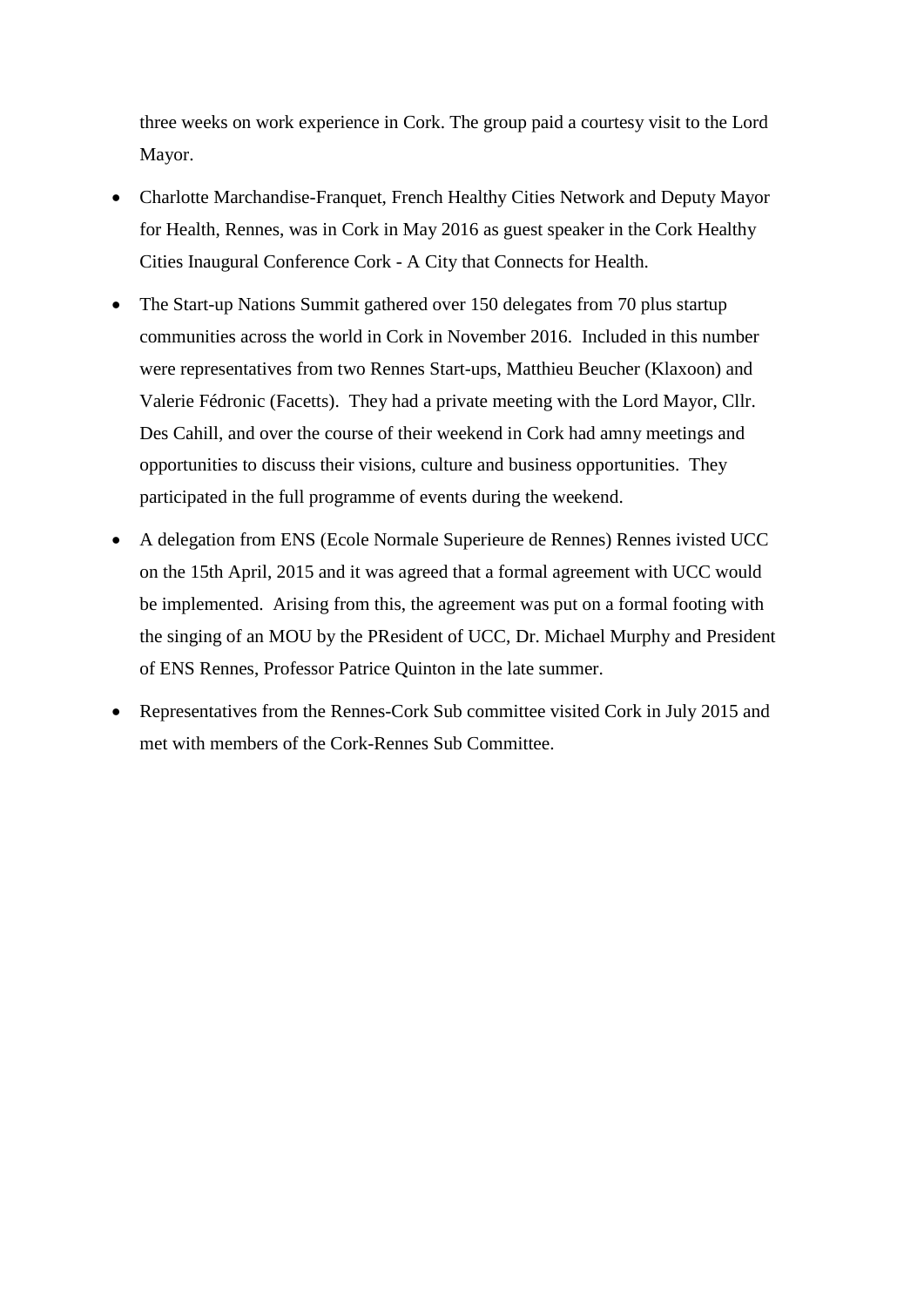three weeks on work experience in Cork. The group paid a courtesy visit to the Lord Mayor.

- Charlotte Marchandise-Franquet, French Healthy Cities Network and Deputy Mayor for Health, Rennes, was in Cork in May 2016 as guest speaker in the Cork Healthy Cities Inaugural Conference Cork - A City that Connects for Health.
- The Start-up Nations Summit gathered over 150 delegates from 70 plus startup communities across the world in Cork in November 2016. Included in this number were representatives from two Rennes Start-ups, Matthieu Beucher (Klaxoon) and Valerie Fédronic (Facetts). They had a private meeting with the Lord Mayor, Cllr. Des Cahill, and over the course of their weekend in Cork had amny meetings and opportunities to discuss their visions, culture and business opportunities. They participated in the full programme of events during the weekend.
- A delegation from ENS (Ecole Normale Superieure de Rennes) Rennes ivisted UCC on the 15th April, 2015 and it was agreed that a formal agreement with UCC would be implemented. Arising from this, the agreement was put on a formal footing with the singing of an MOU by the PResident of UCC, Dr. Michael Murphy and President of ENS Rennes, Professor Patrice Quinton in the late summer.
- Representatives from the Rennes-Cork Sub committee visited Cork in July 2015 and met with members of the Cork-Rennes Sub Committee.